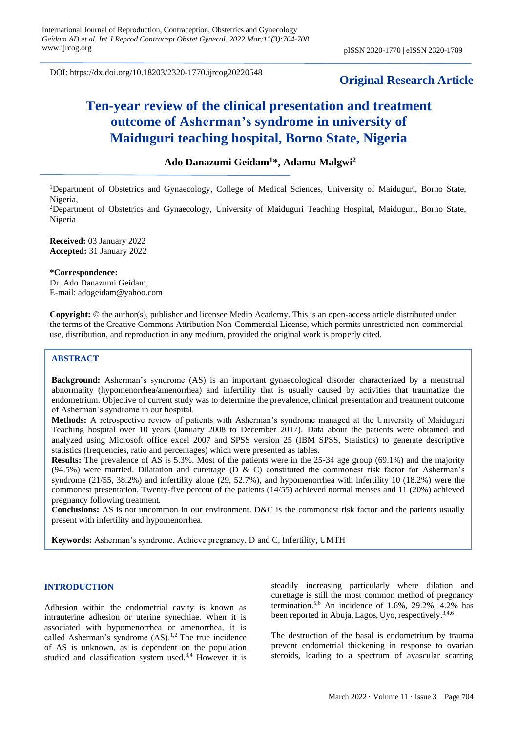DOI: https://dx.doi.org/10.18203/2320-1770.ijrcog20220548

**Original Research Article**

# Ten-year review of the clinical presentation and treatment outcome of Asherman's syndrome in university of Maiduguri teaching hospital, Borno State, Nigeria

**Ado Danazumi Geidam[1]*, Adamu Malgwi[2]**

[1]Department of Obstetrics and Gynaecology, College of Medical Sciences, University of Maiduguri, Borno State, Nigeria,

[2]Department of Obstetrics and Gynaecology, University of Maiduguri Teaching Hospital, Maiduguri, Borno State, Nigeria

**Received:** 03 January 2022
**Accepted:** 31 January 2022

**\*Correspondence:**
Dr. Ado Danazumi Geidam,
E-mail: adogeidam@yahoo.com

**Copyright:** © the author(s), publisher and licensee Medip Academy. This is an open-access article distributed under the terms of the Creative Commons Attribution Non-Commercial License, which permits unrestricted non-commercial use, distribution, and reproduction in any medium, provided the original work is properly cited.

## ABSTRACT

**Background:** Asherman's syndrome (AS) is an important gynaecological disorder characterized by a menstrual abnormality (hypomenorrhea/amenorrhea) and infertility that is usually caused by activities that traumatize the endometrium. Objective of current study was to determine the prevalence, clinical presentation and treatment outcome of Asherman's syndrome in our hospital.

**Methods:** A retrospective review of patients with Asherman's syndrome managed at the University of Maiduguri Teaching hospital over 10 years (January 2008 to December 2017). Data about the patients were obtained and analyzed using Microsoft office excel 2007 and SPSS version 25 (IBM SPSS, Statistics) to generate descriptive statistics (frequencies, ratio and percentages) which were presented as tables.

**Results:** The prevalence of AS is 5.3%. Most of the patients were in the 25-34 age group (69.1%) and the majority (94.5%) were married. Dilatation and curettage (D & C) constituted the commonest risk factor for Asherman's syndrome (21/55, 38.2%) and infertility alone (29, 52.7%), and hypomenorrhea with infertility 10 (18.2%) were the commonest presentation. Twenty-five percent of the patients (14/55) achieved normal menses and 11 (20%) achieved pregnancy following treatment.

**Conclusions:** AS is not uncommon in our environment. D&C is the commonest risk factor and the patients usually present with infertility and hypomenorrhea.

**Keywords:** Asherman's syndrome, Achieve pregnancy, D and C, Infertility, UMTH

## INTRODUCTION

Adhesion within the endometrial cavity is known as intrauterine adhesion or uterine synechiae. When it is associated with hypomenorrhea or amenorrhea, it is called Asherman's syndrome (AS).[1,2] The true incidence of AS is unknown, as is dependent on the population studied and classification system used.[3,4] However it is steadily increasing particularly where dilation and curettage is still the most common method of pregnancy termination.[5,6] An incidence of 1.6%, 29.2%, 4.2% has been reported in Abuja, Lagos, Uyo, respectively.[3,4,6]

The destruction of the basal is endometrium by trauma prevent endometrial thickening in response to ovarian steroids, leading to a spectrum of avascular scarring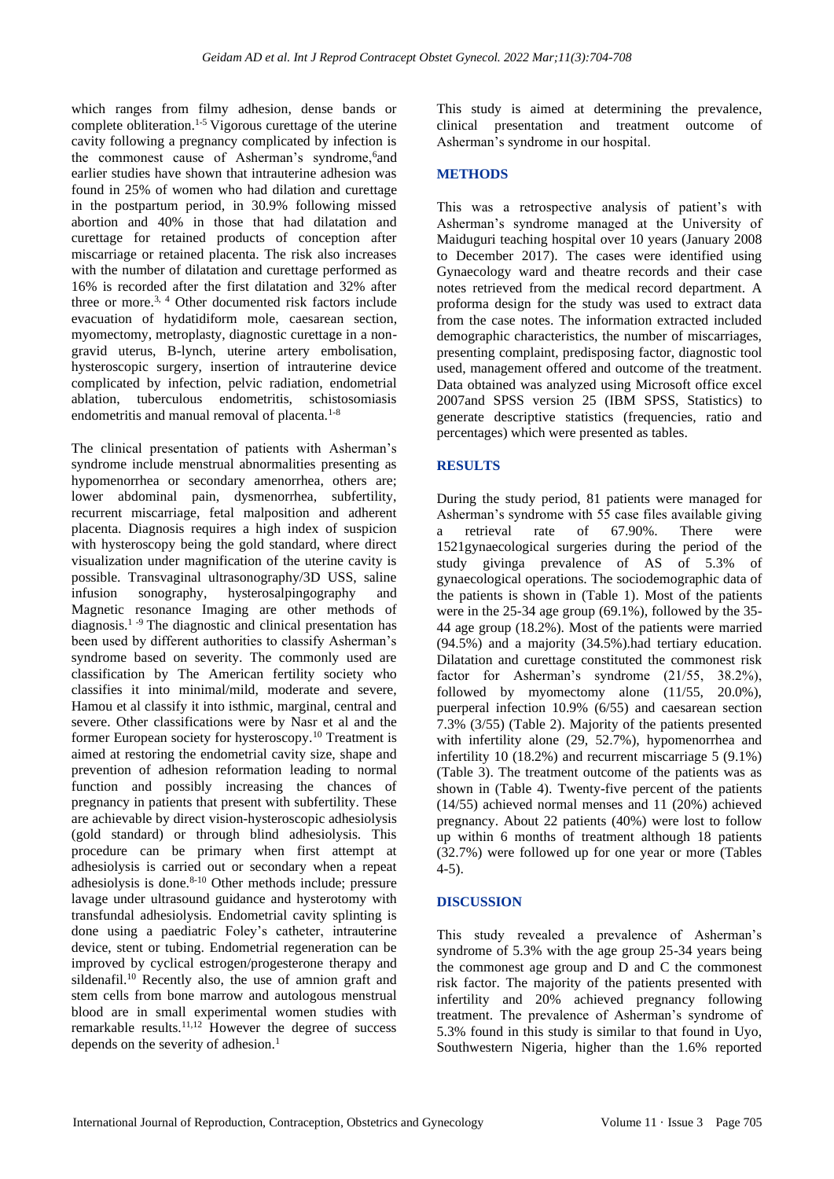which ranges from filmy adhesion, dense bands or complete obliteration.[1-5] Vigorous curettage of the uterine cavity following a pregnancy complicated by infection is the commonest cause of Asherman's syndrome,[6]and earlier studies have shown that intrauterine adhesion was found in 25% of women who had dilation and curettage in the postpartum period, in 30.9% following missed abortion and 40% in those that had dilatation and curettage for retained products of conception after miscarriage or retained placenta. The risk also increases with the number of dilatation and curettage performed as 16% is recorded after the first dilatation and 32% after three or more.[3, 4] Other documented risk factors include evacuation of hydatidiform mole, caesarean section, myomectomy, metroplasty, diagnostic curettage in a non-gravid uterus, B-lynch, uterine artery embolisation, hysteroscopic surgery, insertion of intrauterine device complicated by infection, pelvic radiation, endometrial ablation, tuberculous endometritis, schistosomiasis endometritis and manual removal of placenta.[1-8]

The clinical presentation of patients with Asherman's syndrome include menstrual abnormalities presenting as hypomenorrhea or secondary amenorrhea, others are; lower abdominal pain, dysmenorrhea, subfertility, recurrent miscarriage, fetal malposition and adherent placenta. Diagnosis requires a high index of suspicion with hysteroscopy being the gold standard, where direct visualization under magnification of the uterine cavity is possible. Transvaginal ultrasonography/3D USS, saline infusion sonography, hysterosalpingography and Magnetic resonance Imaging are other methods of diagnosis.[1 -9] The diagnostic and clinical presentation has been used by different authorities to classify Asherman's syndrome based on severity. The commonly used are classification by The American fertility society who classifies it into minimal/mild, moderate and severe, Hamou et al classify it into isthmic, marginal, central and severe. Other classifications were by Nasr et al and the former European society for hysteroscopy.[10] Treatment is aimed at restoring the endometrial cavity size, shape and prevention of adhesion reformation leading to normal function and possibly increasing the chances of pregnancy in patients that present with subfertility. These are achievable by direct vision-hysteroscopic adhesiolysis (gold standard) or through blind adhesiolysis. This procedure can be primary when first attempt at adhesiolysis is carried out or secondary when a repeat adhesiolysis is done.[8-10] Other methods include; pressure lavage under ultrasound guidance and hysterotomy with transfundal adhesiolysis. Endometrial cavity splinting is done using a paediatric Foley's catheter, intrauterine device, stent or tubing. Endometrial regeneration can be improved by cyclical estrogen/progesterone therapy and sildenafil.[10] Recently also, the use of amnion graft and stem cells from bone marrow and autologous menstrual blood are in small experimental women studies with remarkable results.[11,12] However the degree of success depends on the severity of adhesion.[1]

This study is aimed at determining the prevalence, clinical presentation and treatment outcome of Asherman's syndrome in our hospital.

## METHODS

This was a retrospective analysis of patient's with Asherman's syndrome managed at the University of Maiduguri teaching hospital over 10 years (January 2008 to December 2017). The cases were identified using Gynaecology ward and theatre records and their case notes retrieved from the medical record department. A proforma design for the study was used to extract data from the case notes. The information extracted included demographic characteristics, the number of miscarriages, presenting complaint, predisposing factor, diagnostic tool used, management offered and outcome of the treatment. Data obtained was analyzed using Microsoft office excel 2007and SPSS version 25 (IBM SPSS, Statistics) to generate descriptive statistics (frequencies, ratio and percentages) which were presented as tables.

## RESULTS

During the study period, 81 patients were managed for Asherman's syndrome with 55 case files available giving a retrieval rate of 67.90%. There were 1521gynaecological surgeries during the period of the study givinga prevalence of AS of 5.3% of gynaecological operations. The sociodemographic data of the patients is shown in (Table 1). Most of the patients were in the 25-34 age group (69.1%), followed by the 35-44 age group (18.2%). Most of the patients were married (94.5%) and a majority (34.5%).had tertiary education. Dilatation and curettage constituted the commonest risk factor for Asherman's syndrome (21/55, 38.2%), followed by myomectomy alone (11/55, 20.0%), puerperal infection 10.9% (6/55) and caesarean section 7.3% (3/55) (Table 2). Majority of the patients presented with infertility alone (29, 52.7%), hypomenorrhea and infertility 10 (18.2%) and recurrent miscarriage 5 (9.1%) (Table 3). The treatment outcome of the patients was as shown in (Table 4). Twenty-five percent of the patients (14/55) achieved normal menses and 11 (20%) achieved pregnancy. About 22 patients (40%) were lost to follow up within 6 months of treatment although 18 patients (32.7%) were followed up for one year or more (Tables 4-5).

## DISCUSSION

This study revealed a prevalence of Asherman's syndrome of 5.3% with the age group 25-34 years being the commonest age group and D and C the commonest risk factor. The majority of the patients presented with infertility and 20% achieved pregnancy following treatment. The prevalence of Asherman's syndrome of 5.3% found in this study is similar to that found in Uyo, Southwestern Nigeria, higher than the 1.6% reported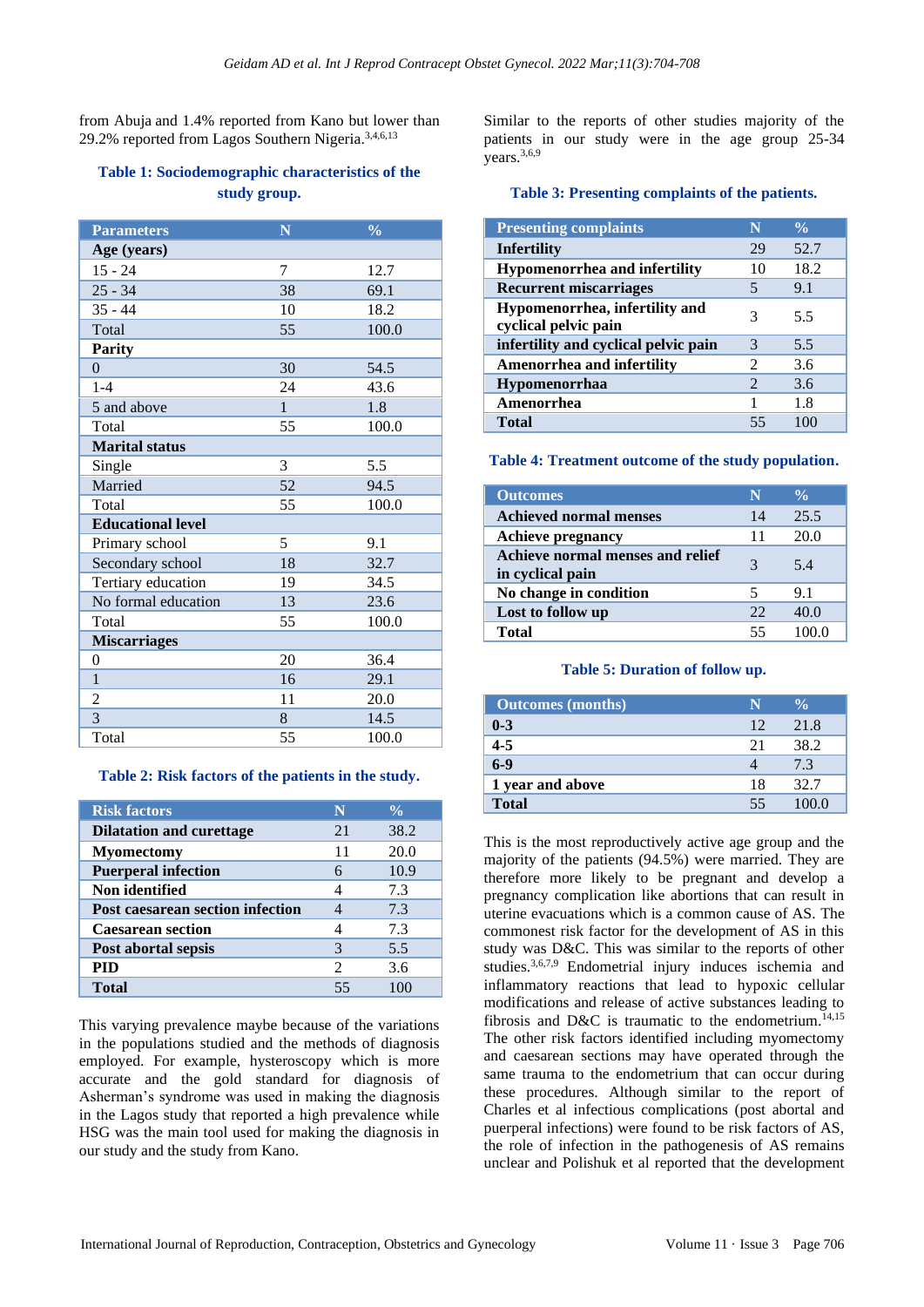from Abuja and 1.4% reported from Kano but lower than 29.2% reported from Lagos Southern Nigeria.[3,4,6,13]

**Table 1: Sociodemographic characteristics of the study group.**

| Parameters | N | % |
|---|---|---|
| **Age (years)** | | |
| 15 - 24 | 7 | 12.7 |
| 25 - 34 | 38 | 69.1 |
| 35 - 44 | 10 | 18.2 |
| Total | 55 | 100.0 |
| **Parity** | | |
| 0 | 30 | 54.5 |
| 1-4 | 24 | 43.6 |
| 5 and above | 1 | 1.8 |
| Total | 55 | 100.0 |
| **Marital status** | | |
| Single | 3 | 5.5 |
| Married | 52 | 94.5 |
| Total | 55 | 100.0 |
| **Educational level** | | |
| Primary school | 5 | 9.1 |
| Secondary school | 18 | 32.7 |
| Tertiary education | 19 | 34.5 |
| No formal education | 13 | 23.6 |
| Total | 55 | 100.0 |
| **Miscarriages** | | |
| 0 | 20 | 36.4 |
| 1 | 16 | 29.1 |
| 2 | 11 | 20.0 |
| 3 | 8 | 14.5 |
| Total | 55 | 100.0 |

**Table 2: Risk factors of the patients in the study.**

| Risk factors | N | % |
|---|---|---|
| **Dilatation and curettage** | 21 | 38.2 |
| **Myomectomy** | 11 | 20.0 |
| **Puerperal infection** | 6 | 10.9 |
| **Non identified** | 4 | 7.3 |
| **Post caesarean section infection** | 4 | 7.3 |
| **Caesarean section** | 4 | 7.3 |
| **Post abortal sepsis** | 3 | 5.5 |
| **PID** | 2 | 3.6 |
| **Total** | 55 | 100 |

This varying prevalence maybe because of the variations in the populations studied and the methods of diagnosis employed. For example, hysteroscopy which is more accurate and the gold standard for diagnosis of Asherman's syndrome was used in making the diagnosis in the Lagos study that reported a high prevalence while HSG was the main tool used for making the diagnosis in our study and the study from Kano.

Similar to the reports of other studies majority of the patients in our study were in the age group 25-34 years.[3,6,9]

**Table 3: Presenting complaints of the patients.**

| Presenting complaints | N | % |
|---|---|---|
| **Infertility** | 29 | 52.7 |
| **Hypomenorrhea and infertility** | 10 | 18.2 |
| **Recurrent miscarriages** | 5 | 9.1 |
| **Hypomenorrhea, infertility and cyclical pelvic pain** | 3 | 5.5 |
| **infertility and cyclical pelvic pain** | 3 | 5.5 |
| **Amenorrhea and infertility** | 2 | 3.6 |
| **Hypomenorrhaa** | 2 | 3.6 |
| **Amenorrhea** | 1 | 1.8 |
| **Total** | 55 | 100 |

**Table 4: Treatment outcome of the study population.**

| Outcomes | N | % |
|---|---|---|
| **Achieved normal menses** | 14 | 25.5 |
| **Achieve pregnancy** | 11 | 20.0 |
| **Achieve normal menses and relief in cyclical pain** | 3 | 5.4 |
| **No change in condition** | 5 | 9.1 |
| **Lost to follow up** | 22 | 40.0 |
| **Total** | 55 | 100.0 |

**Table 5: Duration of follow up.**

| Outcomes (months) | N | % |
|---|---|---|
| **0-3** | 12 | 21.8 |
| **4-5** | 21 | 38.2 |
| **6-9** | 4 | 7.3 |
| **1 year and above** | 18 | 32.7 |
| **Total** | 55 | 100.0 |

This is the most reproductively active age group and the majority of the patients (94.5%) were married. They are therefore more likely to be pregnant and develop a pregnancy complication like abortions that can result in uterine evacuations which is a common cause of AS. The commonest risk factor for the development of AS in this study was D&C. This was similar to the reports of other studies.[3,6,7,9] Endometrial injury induces ischemia and inflammatory reactions that lead to hypoxic cellular modifications and release of active substances leading to fibrosis and D&C is traumatic to the endometrium.[14,15] The other risk factors identified including myomectomy and caesarean sections may have operated through the same trauma to the endometrium that can occur during these procedures. Although similar to the report of Charles et al infectious complications (post abortal and puerperal infections) were found to be risk factors of AS, the role of infection in the pathogenesis of AS remains unclear and Polishuk et al reported that the development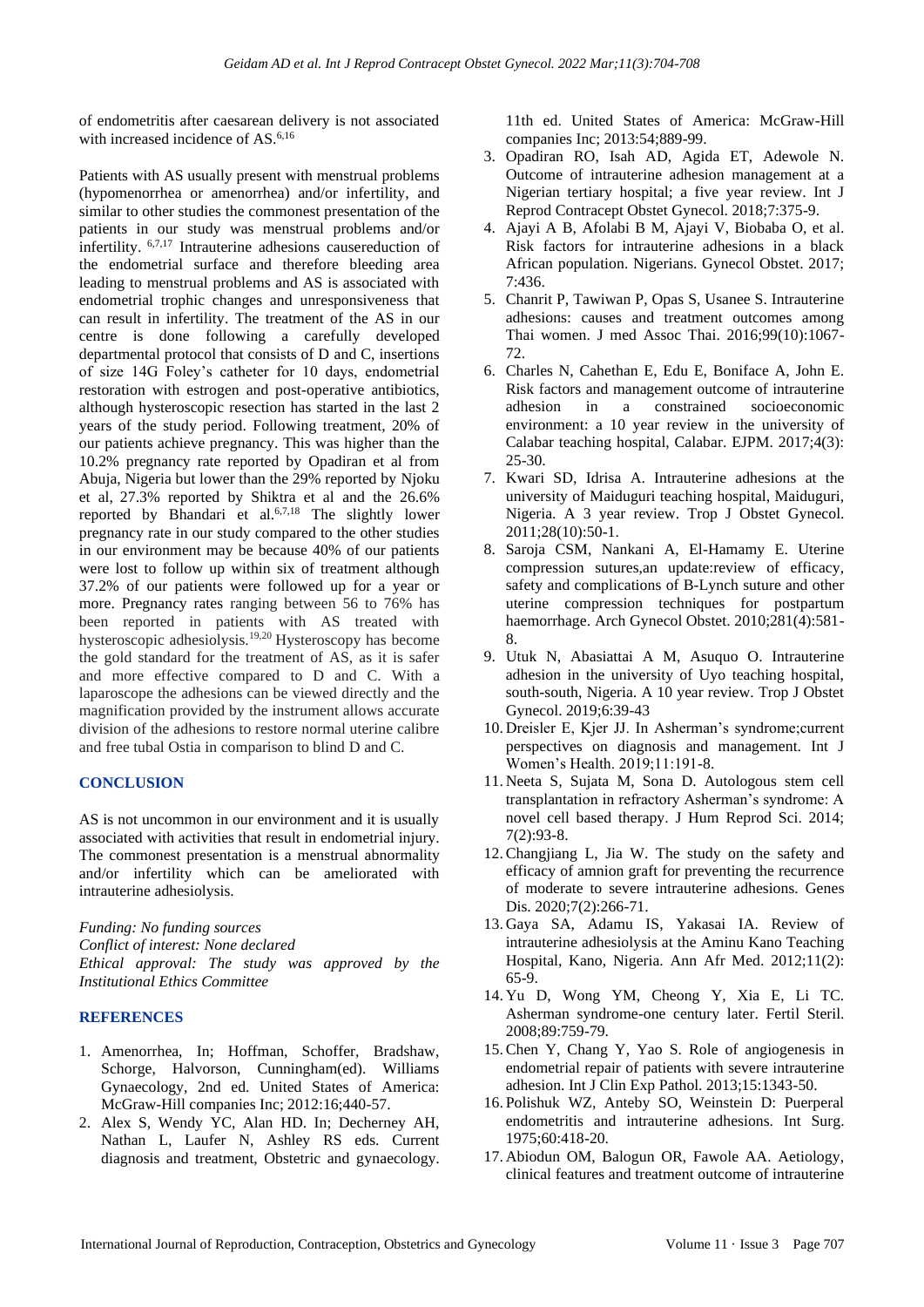of endometritis after caesarean delivery is not associated with increased incidence of AS.[6,16]

Patients with AS usually present with menstrual problems (hypomenorrhea or amenorrhea) and/or infertility, and similar to other studies the commonest presentation of the patients in our study was menstrual problems and/or infertility. [6,7,17] Intrauterine adhesions causereduction of the endometrial surface and therefore bleeding area leading to menstrual problems and AS is associated with endometrial trophic changes and unresponsiveness that can result in infertility. The treatment of the AS in our centre is done following a carefully developed departmental protocol that consists of D and C, insertions of size 14G Foley's catheter for 10 days, endometrial restoration with estrogen and post-operative antibiotics, although hysteroscopic resection has started in the last 2 years of the study period. Following treatment, 20% of our patients achieve pregnancy. This was higher than the 10.2% pregnancy rate reported by Opadiran et al from Abuja, Nigeria but lower than the 29% reported by Njoku et al, 27.3% reported by Shiktra et al and the 26.6% reported by Bhandari et al.[6,7,18] The slightly lower pregnancy rate in our study compared to the other studies in our environment may be because 40% of our patients were lost to follow up within six of treatment although 37.2% of our patients were followed up for a year or more. Pregnancy rates ranging between 56 to 76% has been reported in patients with AS treated with hysteroscopic adhesiolysis.[19,20] Hysteroscopy has become the gold standard for the treatment of AS, as it is safer and more effective compared to D and C. With a laparoscope the adhesions can be viewed directly and the magnification provided by the instrument allows accurate division of the adhesions to restore normal uterine calibre and free tubal Ostia in comparison to blind D and C.

## CONCLUSION

AS is not uncommon in our environment and it is usually associated with activities that result in endometrial injury. The commonest presentation is a menstrual abnormality and/or infertility which can be ameliorated with intrauterine adhesiolysis.

*Funding: No funding sources*
*Conflict of interest: None declared*
*Ethical approval: The study was approved by the Institutional Ethics Committee*

## REFERENCES

1. Amenorrhea, In; Hoffman, Schoffer, Bradshaw, Schorge, Halvorson, Cunningham(ed). Williams Gynaecology, 2nd ed. United States of America: McGraw-Hill companies Inc; 2012:16;440-57.
2. Alex S, Wendy YC, Alan HD. In; Decherney AH, Nathan L, Laufer N, Ashley RS eds. Current diagnosis and treatment, Obstetric and gynaecology. 11th ed. United States of America: McGraw-Hill companies Inc; 2013:54;889-99.
3. Opadiran RO, Isah AD, Agida ET, Adewole N. Outcome of intrauterine adhesion management at a Nigerian tertiary hospital; a five year review. Int J Reprod Contracept Obstet Gynecol. 2018;7:375-9.
4. Ajayi A B, Afolabi B M, Ajayi V, Biobaba O, et al. Risk factors for intrauterine adhesions in a black African population. Nigerians. Gynecol Obstet. 2017; 7:436.
5. Chanrit P, Tawiwan P, Opas S, Usanee S. Intrauterine adhesions: causes and treatment outcomes among Thai women. J med Assoc Thai. 2016;99(10):1067-72.
6. Charles N, Cahethan E, Edu E, Boniface A, John E. Risk factors and management outcome of intrauterine adhesion in a constrained socioeconomic environment: a 10 year review in the university of Calabar teaching hospital, Calabar. EJPM. 2017;4(3): 25-30.
7. Kwari SD, Idrisa A. Intrauterine adhesions at the university of Maiduguri teaching hospital, Maiduguri, Nigeria. A 3 year review. Trop J Obstet Gynecol. 2011;28(10):50-1.
8. Saroja CSM, Nankani A, El-Hamamy E. Uterine compression sutures,an update:review of efficacy, safety and complications of B-Lynch suture and other uterine compression techniques for postpartum haemorrhage. Arch Gynecol Obstet. 2010;281(4):581-8.
9. Utuk N, Abasiattai A M, Asuquo O. Intrauterine adhesion in the university of Uyo teaching hospital, south-south, Nigeria. A 10 year review. Trop J Obstet Gynecol. 2019;6:39-43
10. Dreisler E, Kjer JJ. In Asherman's syndrome;current perspectives on diagnosis and management. Int J Women's Health. 2019;11:191-8.
11. Neeta S, Sujata M, Sona D. Autologous stem cell transplantation in refractory Asherman's syndrome: A novel cell based therapy. J Hum Reprod Sci. 2014; 7(2):93-8.
12. Changjiang L, Jia W. The study on the safety and efficacy of amnion graft for preventing the recurrence of moderate to severe intrauterine adhesions. Genes Dis. 2020;7(2):266-71.
13. Gaya SA, Adamu IS, Yakasai IA. Review of intrauterine adhesiolysis at the Aminu Kano Teaching Hospital, Kano, Nigeria. Ann Afr Med. 2012;11(2): 65-9.
14. Yu D, Wong YM, Cheong Y, Xia E, Li TC. Asherman syndrome-one century later. Fertil Steril. 2008;89:759-79.
15. Chen Y, Chang Y, Yao S. Role of angiogenesis in endometrial repair of patients with severe intrauterine adhesion. Int J Clin Exp Pathol. 2013;15:1343-50.
16. Polishuk WZ, Anteby SO, Weinstein D: Puerperal endometritis and intrauterine adhesions. Int Surg. 1975;60:418-20.
17. Abiodun OM, Balogun OR, Fawole AA. Aetiology, clinical features and treatment outcome of intrauterine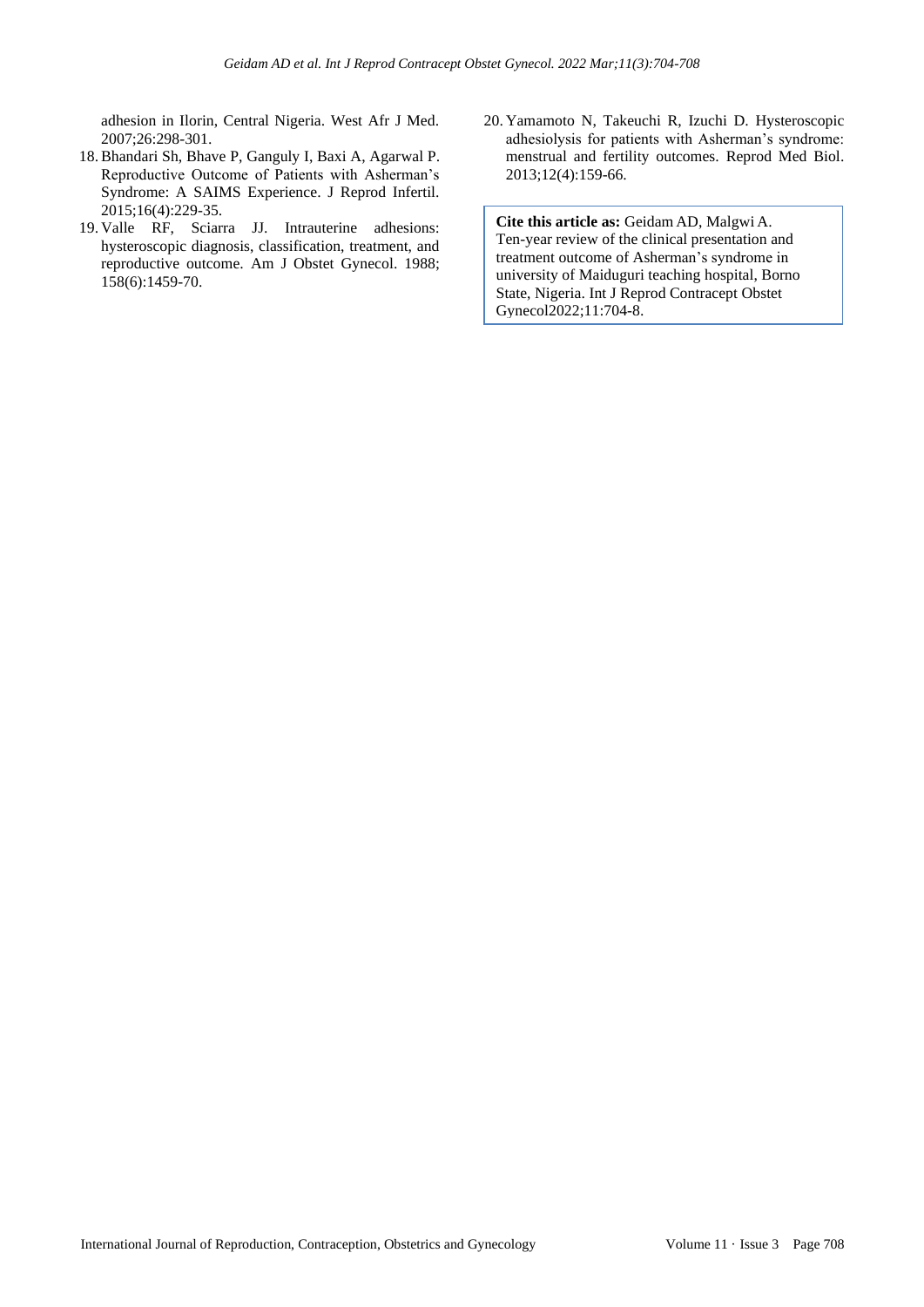adhesion in Ilorin, Central Nigeria. West Afr J Med. 2007;26:298-301.

18. Bhandari Sh, Bhave P, Ganguly I, Baxi A, Agarwal P. Reproductive Outcome of Patients with Asherman's Syndrome: A SAIMS Experience. J Reprod Infertil. 2015;16(4):229-35.
19. Valle RF, Sciarra JJ. Intrauterine adhesions: hysteroscopic diagnosis, classification, treatment, and reproductive outcome. Am J Obstet Gynecol. 1988; 158(6):1459-70.
20. Yamamoto N, Takeuchi R, Izuchi D. Hysteroscopic adhesiolysis for patients with Asherman's syndrome: menstrual and fertility outcomes. Reprod Med Biol. 2013;12(4):159-66.

**Cite this article as:** Geidam AD, Malgwi A. Ten-year review of the clinical presentation and treatment outcome of Asherman's syndrome in university of Maiduguri teaching hospital, Borno State, Nigeria. Int J Reprod Contracept Obstet Gynecol2022;11:704-8.